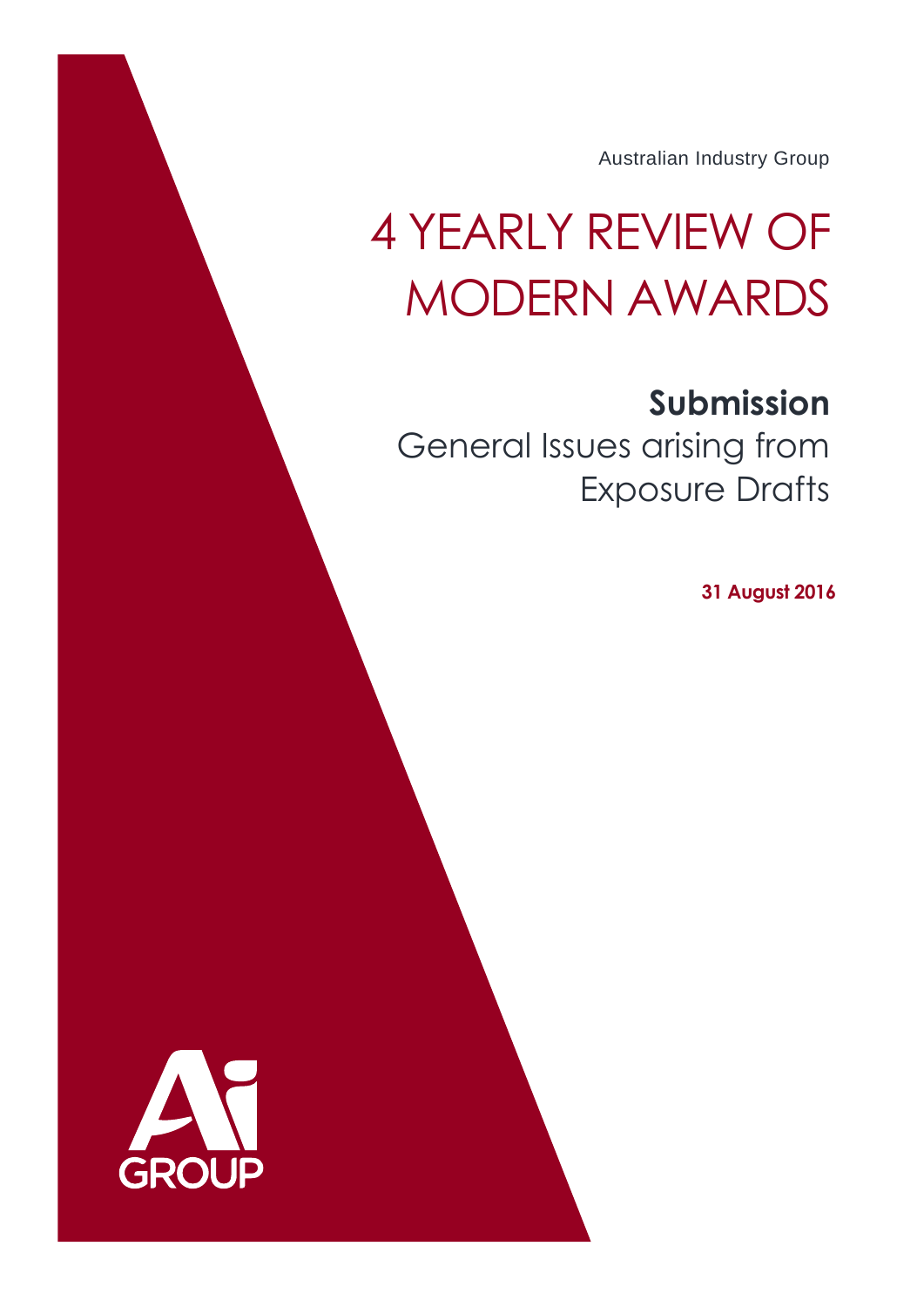Australian Industry Group

# 4 YEARLY REVIEW OF MODERN AWARDS

## Submission

General Issues arising from Exposure Drafts

**31 August 2016**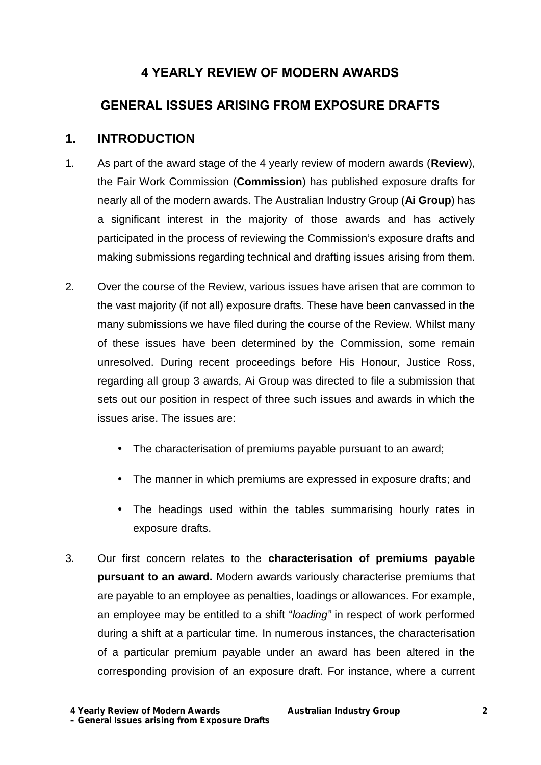# 4 YEARLY REVIEW OF MODERN AWARDS

# GENERAL ISSUES ARISING FROM EXPOSURE DRAFTS

## 1. INTRODUCTION

1. As part of the award stage of the 4 yearly review of modern awards (**Review**), the Fair Work Commission (**Commission**) has published exposure drafts for nearly all of the modern awards. The Australian Industry Group (**Ai Group**) has a significant interest in the majority of those awards and has actively participated in the process of reviewing the Commission's exposure drafts and making submissions regarding technical and drafting issues arising from them.

2. Over the course of the Review, various issues have arisen that are common to the vast majority (if not all) exposure drafts. These have been canvassed in the many submissions we have filed during the course of the Review. Whilst many of these issues have been determined by the Commission, some remain unresolved. During recent proceedings before His Honour, Justice Ross, regarding all group 3 awards, Ai Group was directed to file a submission that sets out our position in respect of three such issues and awards in which the issues arise. The issues are:

   - The characterisation of premiums payable pursuant to an award;
   - The manner in which premiums are expressed in exposure drafts; and
   - The headings used within the tables summarising hourly rates in exposure drafts.

3. Our first concern relates to the **characterisation of premiums payable pursuant to an award.** Modern awards variously characterise premiums that are payable to an employee as penalties, loadings or allowances. For example, an employee may be entitled to a shift "*loading*" in respect of work performed during a shift at a particular time. In numerous instances, the characterisation of a particular premium payable under an award has been altered in the corresponding provision of an exposure draft. For instance, where a current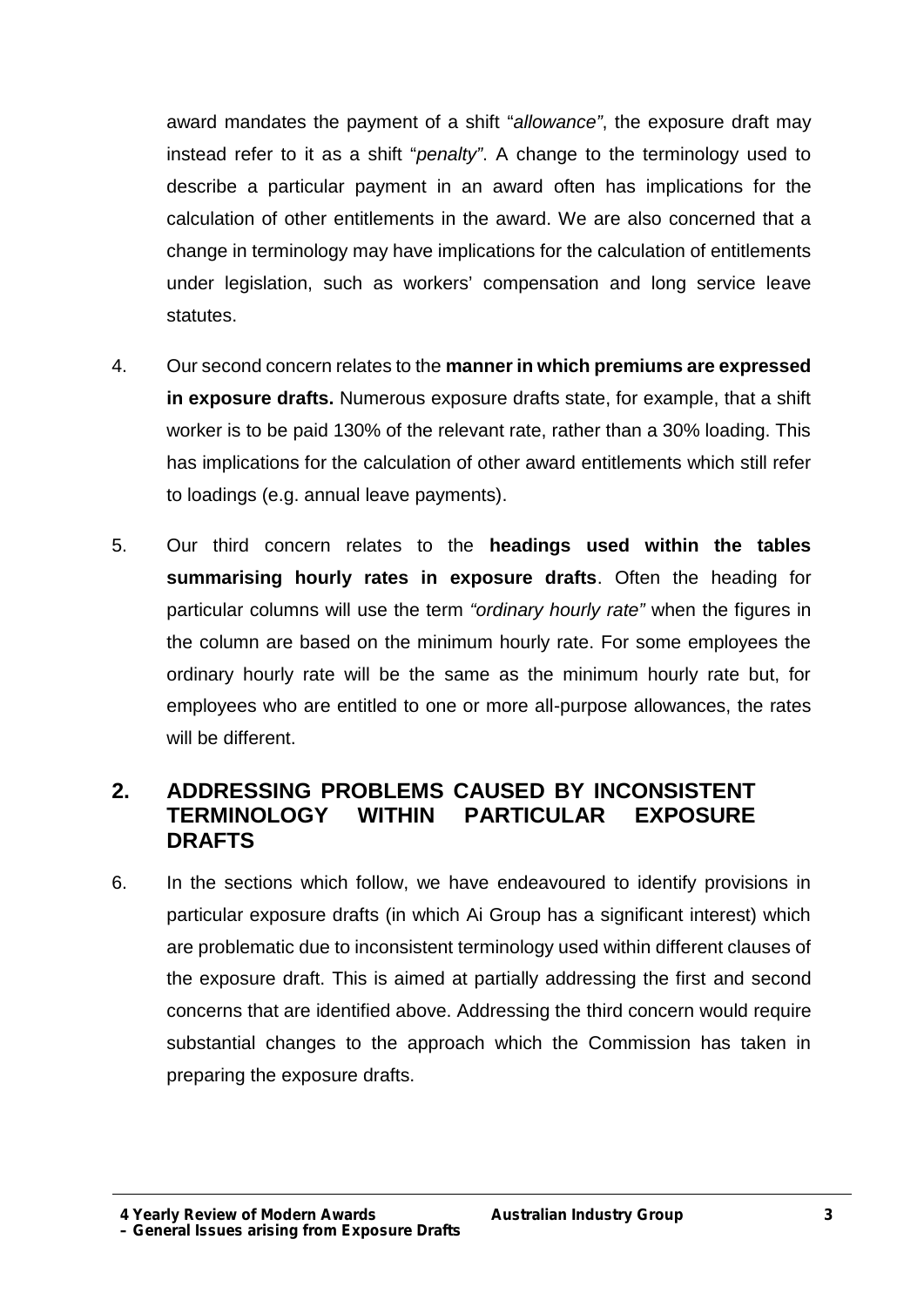award mandates the payment of a shift "*allowance"*, the exposure draft may instead refer to it as a shift "*penalty"*. A change to the terminology used to describe a particular payment in an award often has implications for the calculation of other entitlements in the award. We are also concerned that a change in terminology may have implications for the calculation of entitlements under legislation, such as workers' compensation and long service leave statutes.

4. Our second concern relates to the **manner in which premiums are expressed in exposure drafts.** Numerous exposure drafts state, for example, that a shift worker is to be paid 130% of the relevant rate, rather than a 30% loading. This has implications for the calculation of other award entitlements which still refer to loadings (e.g. annual leave payments).

5. Our third concern relates to the **headings used within the tables summarising hourly rates in exposure drafts**. Often the heading for particular columns will use the term *"ordinary hourly rate"* when the figures in the column are based on the minimum hourly rate. For some employees the ordinary hourly rate will be the same as the minimum hourly rate but, for employees who are entitled to one or more all-purpose allowances, the rates will be different.

## 2. ADDRESSING PROBLEMS CAUSED BY INCONSISTENT TERMINOLOGY WITHIN PARTICULAR EXPOSURE DRAFTS

6. In the sections which follow, we have endeavoured to identify provisions in particular exposure drafts (in which Ai Group has a significant interest) which are problematic due to inconsistent terminology used within different clauses of the exposure draft. This is aimed at partially addressing the first and second concerns that are identified above. Addressing the third concern would require substantial changes to the approach which the Commission has taken in preparing the exposure drafts.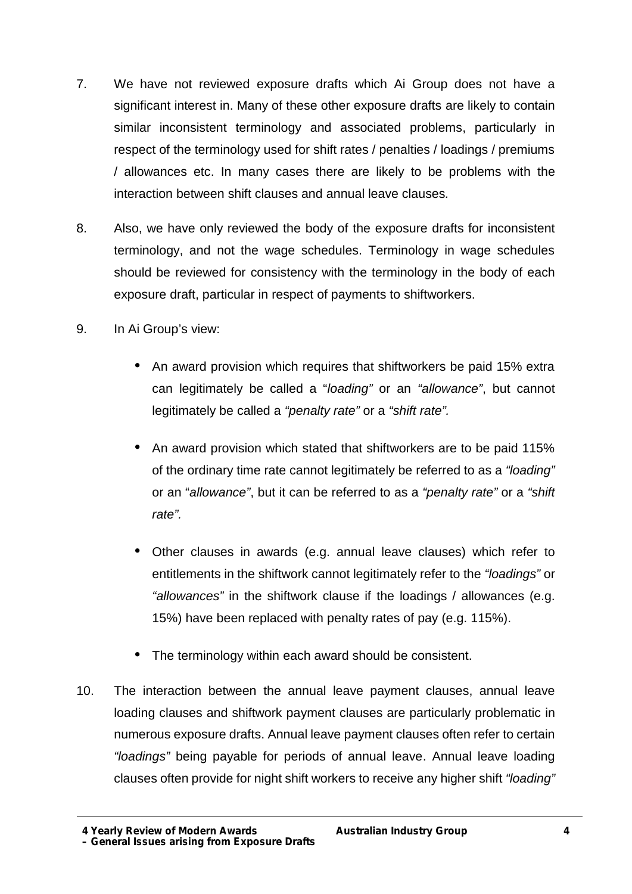7. We have not reviewed exposure drafts which Ai Group does not have a significant interest in. Many of these other exposure drafts are likely to contain similar inconsistent terminology and associated problems, particularly in respect of the terminology used for shift rates / penalties / loadings / premiums / allowances etc. In many cases there are likely to be problems with the interaction between shift clauses and annual leave clauses.

8. Also, we have only reviewed the body of the exposure drafts for inconsistent terminology, and not the wage schedules. Terminology in wage schedules should be reviewed for consistency with the terminology in the body of each exposure draft, particular in respect of payments to shiftworkers.

9. In Ai Group's view:

   - An award provision which requires that shiftworkers be paid 15% extra can legitimately be called a "*loading*" or an *"allowance"*, but cannot legitimately be called a *"penalty rate"* or a *"shift rate".*

   - An award provision which stated that shiftworkers are to be paid 115% of the ordinary time rate cannot legitimately be referred to as a *"loading"* or an "*allowance"*, but it can be referred to as a *"penalty rate"* or a *"shift rate".*

   - Other clauses in awards (e.g. annual leave clauses) which refer to entitlements in the shiftwork cannot legitimately refer to the *"loadings"* or *"allowances"* in the shiftwork clause if the loadings / allowances (e.g. 15%) have been replaced with penalty rates of pay (e.g. 115%).

   - The terminology within each award should be consistent.

10. The interaction between the annual leave payment clauses, annual leave loading clauses and shiftwork payment clauses are particularly problematic in numerous exposure drafts. Annual leave payment clauses often refer to certain *"loadings"* being payable for periods of annual leave. Annual leave loading clauses often provide for night shift workers to receive any higher shift *"loading"*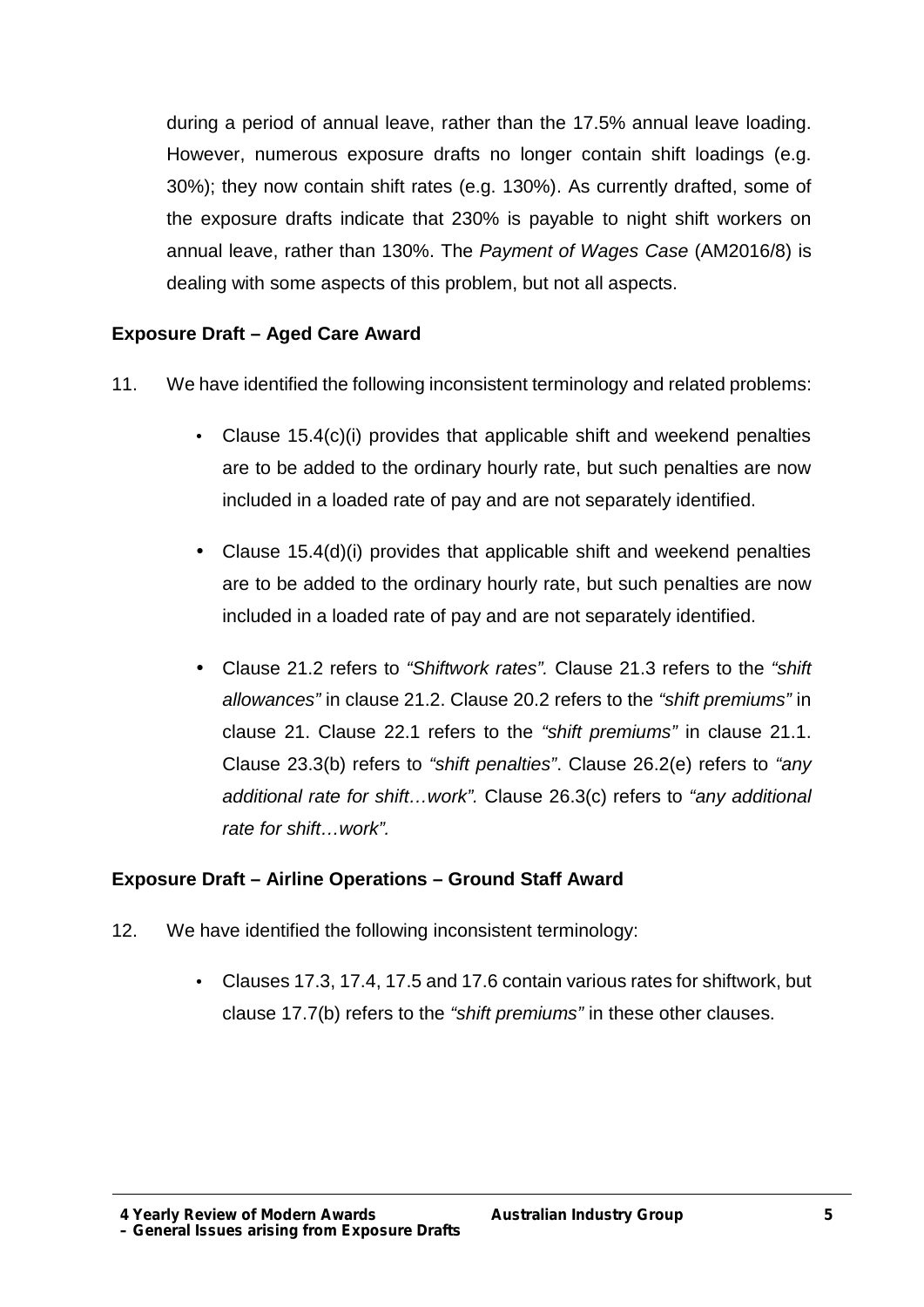during a period of annual leave, rather than the 17.5% annual leave loading. However, numerous exposure drafts no longer contain shift loadings (e.g. 30%); they now contain shift rates (e.g. 130%). As currently drafted, some of the exposure drafts indicate that 230% is payable to night shift workers on annual leave, rather than 130%. The *Payment of Wages Case* (AM2016/8) is dealing with some aspects of this problem, but not all aspects.

**Exposure Draft – Aged Care Award**

11. We have identified the following inconsistent terminology and related problems:

    - Clause 15.4(c)(i) provides that applicable shift and weekend penalties are to be added to the ordinary hourly rate, but such penalties are now included in a loaded rate of pay and are not separately identified.

    - Clause 15.4(d)(i) provides that applicable shift and weekend penalties are to be added to the ordinary hourly rate, but such penalties are now included in a loaded rate of pay and are not separately identified.

    - Clause 21.2 refers to *"Shiftwork rates".* Clause 21.3 refers to the *"shift allowances"* in clause 21.2. Clause 20.2 refers to the *"shift premiums"* in clause 21. Clause 22.1 refers to the *"shift premiums"* in clause 21.1. Clause 23.3(b) refers to *"shift penalties"*. Clause 26.2(e) refers to *"any additional rate for shift…work".* Clause 26.3(c) refers to *"any additional rate for shift…work".*

**Exposure Draft – Airline Operations – Ground Staff Award**

12. We have identified the following inconsistent terminology:

    - Clauses 17.3, 17.4, 17.5 and 17.6 contain various rates for shiftwork, but clause 17.7(b) refers to the *"shift premiums"* in these other clauses.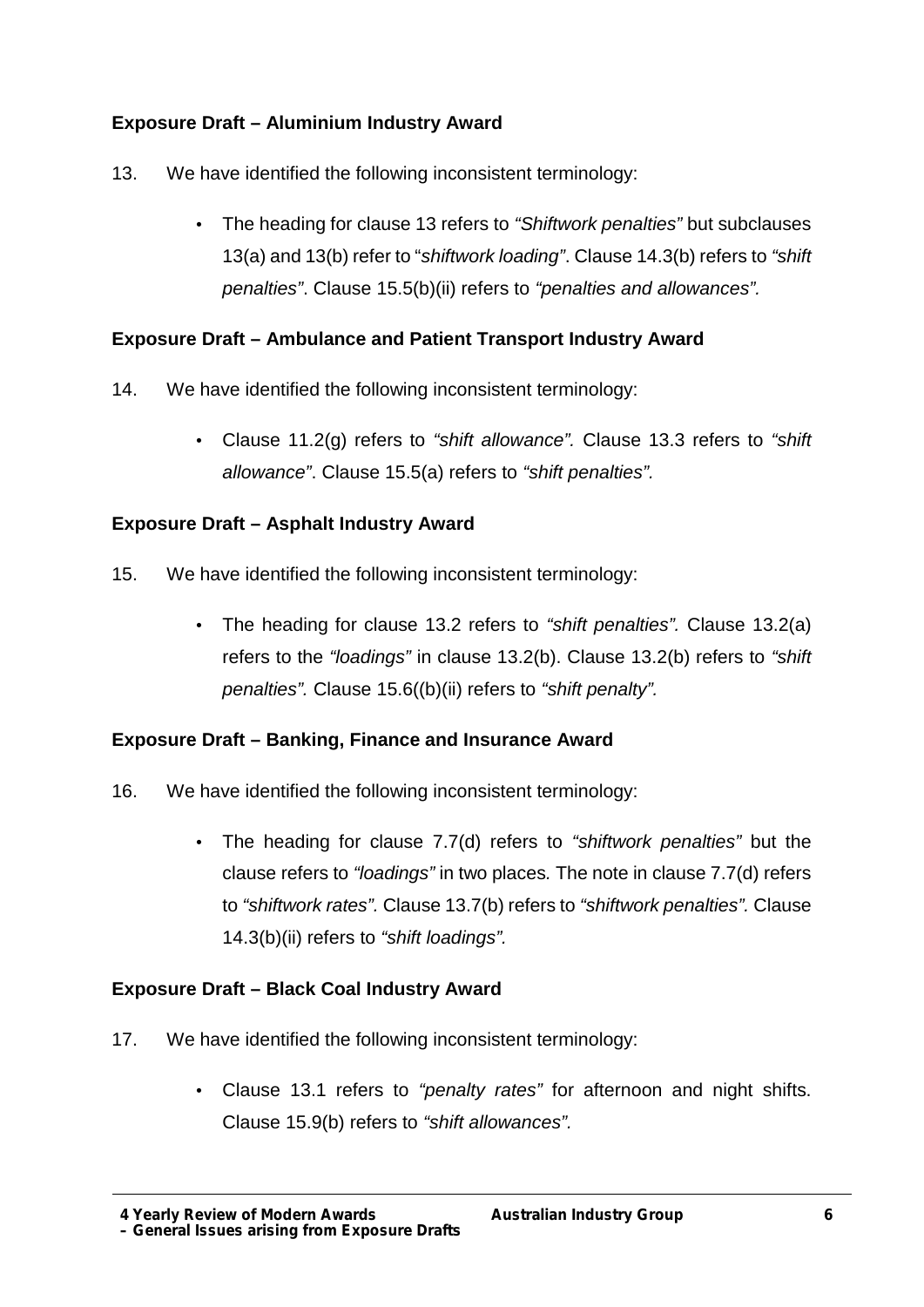**Exposure Draft – Aluminium Industry Award**

13. We have identified the following inconsistent terminology:

    - The heading for clause 13 refers to *"Shiftwork penalties"* but subclauses 13(a) and 13(b) refer to "*shiftwork loading"*. Clause 14.3(b) refers to *"shift penalties"*. Clause 15.5(b)(ii) refers to *"penalties and allowances".*

**Exposure Draft – Ambulance and Patient Transport Industry Award**

14. We have identified the following inconsistent terminology:

    - Clause 11.2(g) refers to *"shift allowance".* Clause 13.3 refers to *"shift allowance"*. Clause 15.5(a) refers to *"shift penalties"*.

**Exposure Draft – Asphalt Industry Award**

15. We have identified the following inconsistent terminology:

    - The heading for clause 13.2 refers to *"shift penalties".* Clause 13.2(a) refers to the *"loadings"* in clause 13.2(b). Clause 13.2(b) refers to *"shift penalties".* Clause 15.6((b)(ii) refers to *"shift penalty".*

**Exposure Draft – Banking, Finance and Insurance Award**

16. We have identified the following inconsistent terminology:

    - The heading for clause 7.7(d) refers to *"shiftwork penalties"* but the clause refers to *"loadings"* in two places*.* The note in clause 7.7(d) refers to *"shiftwork rates".* Clause 13.7(b) refers to *"shiftwork penalties".* Clause 14.3(b)(ii) refers to *"shift loadings".*

**Exposure Draft – Black Coal Industry Award**

17. We have identified the following inconsistent terminology:

    - Clause 13.1 refers to *"penalty rates"* for afternoon and night shifts. Clause 15.9(b) refers to *"shift allowances".*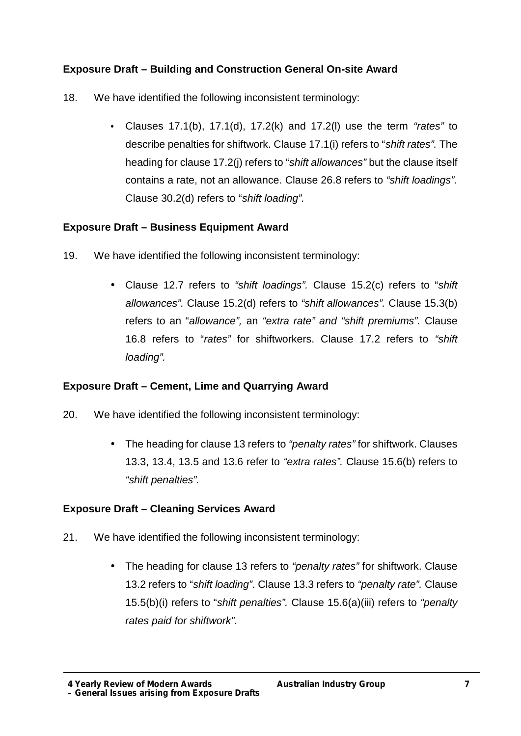**Exposure Draft – Building and Construction General On-site Award**

18. We have identified the following inconsistent terminology:

    - Clauses 17.1(b), 17.1(d), 17.2(k) and 17.2(l) use the term *"rates"* to describe penalties for shiftwork. Clause 17.1(i) refers to "*shift rates".* The heading for clause 17.2(j) refers to "*shift allowances"* but the clause itself contains a rate, not an allowance. Clause 26.8 refers to *"shift loadings".* Clause 30.2(d) refers to "*shift loading".*

**Exposure Draft – Business Equipment Award**

19. We have identified the following inconsistent terminology:

    - Clause 12.7 refers to *"shift loadings".* Clause 15.2(c) refers to "*shift allowances".* Clause 15.2(d) refers to *"shift allowances".* Clause 15.3(b) refers to an "*allowance",* an *"extra rate" and "shift premiums".* Clause 16.8 refers to "*rates"* for shiftworkers. Clause 17.2 refers to *"shift loading".*

**Exposure Draft – Cement, Lime and Quarrying Award**

20. We have identified the following inconsistent terminology:

    - The heading for clause 13 refers to *"penalty rates"* for shiftwork. Clauses 13.3, 13.4, 13.5 and 13.6 refer to *"extra rates".* Clause 15.6(b) refers to *"shift penalties".*

**Exposure Draft – Cleaning Services Award**

21. We have identified the following inconsistent terminology:

    - The heading for clause 13 refers to *"penalty rates"* for shiftwork. Clause 13.2 refers to "*shift loading"*. Clause 13.3 refers to *"penalty rate".* Clause 15.5(b)(i) refers to "*shift penalties".* Clause 15.6(a)(iii) refers to *"penalty rates paid for shiftwork".*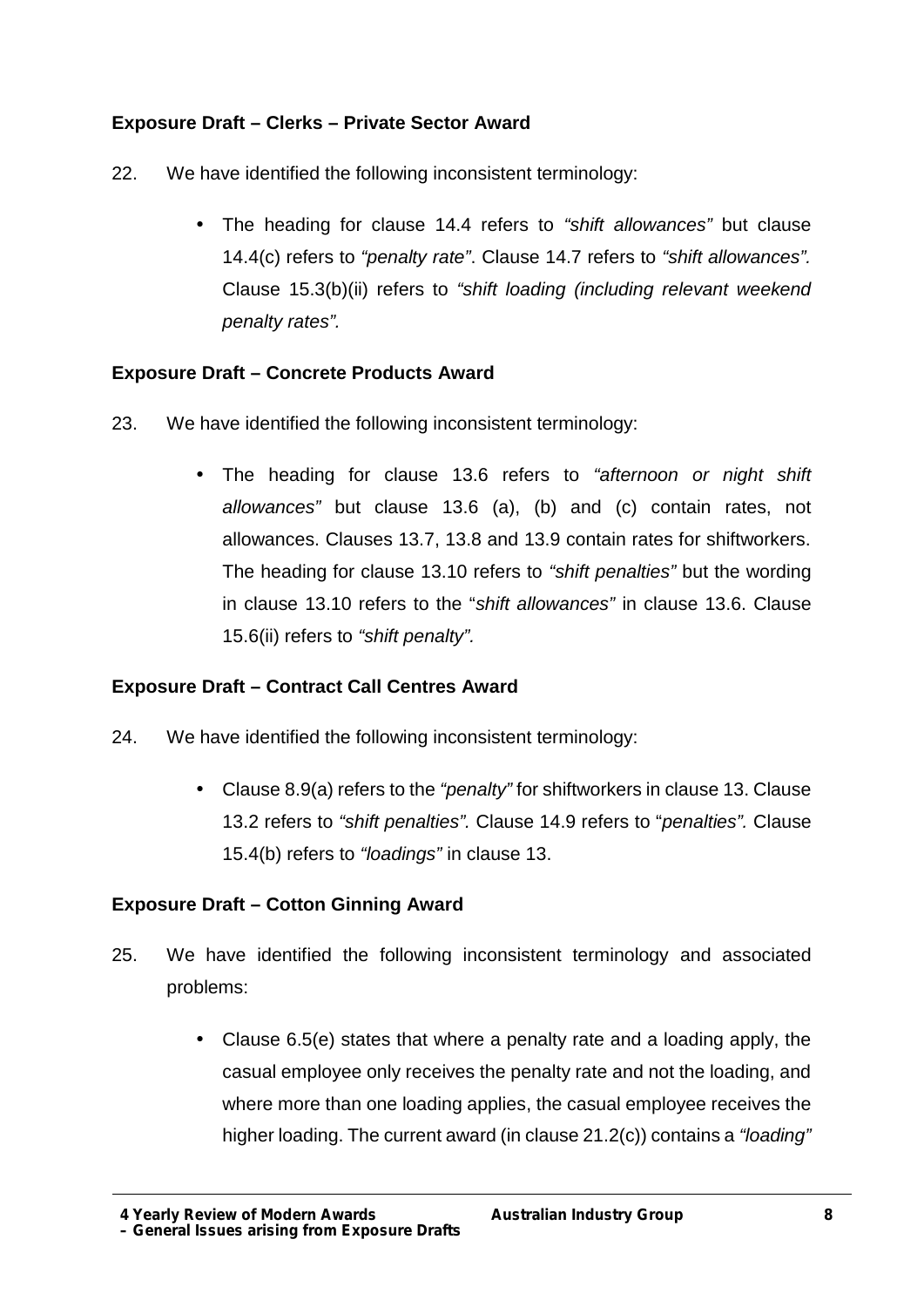**Exposure Draft – Clerks – Private Sector Award**

22. We have identified the following inconsistent terminology:

   - The heading for clause 14.4 refers to *"shift allowances"* but clause 14.4(c) refers to *"penalty rate"*. Clause 14.7 refers to *"shift allowances"*. Clause 15.3(b)(ii) refers to *"shift loading (including relevant weekend penalty rates".*

**Exposure Draft – Concrete Products Award**

23. We have identified the following inconsistent terminology:

   - The heading for clause 13.6 refers to *"afternoon or night shift allowances"* but clause 13.6 (a), (b) and (c) contain rates, not allowances. Clauses 13.7, 13.8 and 13.9 contain rates for shiftworkers. The heading for clause 13.10 refers to *"shift penalties"* but the wording in clause 13.10 refers to the "*shift allowances"* in clause 13.6. Clause 15.6(ii) refers to *"shift penalty".*

**Exposure Draft – Contract Call Centres Award**

24. We have identified the following inconsistent terminology:

   - Clause 8.9(a) refers to the *"penalty"* for shiftworkers in clause 13. Clause 13.2 refers to *"shift penalties".* Clause 14.9 refers to "*penalties".* Clause 15.4(b) refers to *"loadings"* in clause 13.

**Exposure Draft – Cotton Ginning Award**

25. We have identified the following inconsistent terminology and associated problems:

   - Clause 6.5(e) states that where a penalty rate and a loading apply, the casual employee only receives the penalty rate and not the loading, and where more than one loading applies, the casual employee receives the higher loading. The current award (in clause 21.2(c)) contains a *"loading"*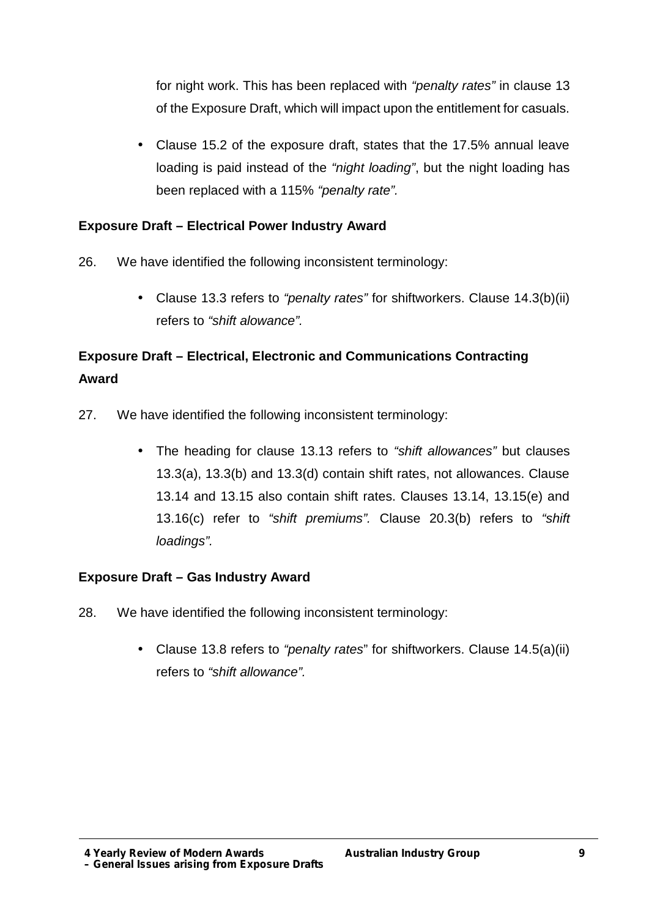for night work. This has been replaced with *"penalty rates"* in clause 13 of the Exposure Draft, which will impact upon the entitlement for casuals.

- Clause 15.2 of the exposure draft, states that the 17.5% annual leave loading is paid instead of the *"night loading"*, but the night loading has been replaced with a 115% *"penalty rate".*

**Exposure Draft – Electrical Power Industry Award**

26. We have identified the following inconsistent terminology:

    - Clause 13.3 refers to *"penalty rates"* for shiftworkers. Clause 14.3(b)(ii) refers to *"shift alowance".*

**Exposure Draft – Electrical, Electronic and Communications Contracting Award**

27. We have identified the following inconsistent terminology:

    - The heading for clause 13.13 refers to *"shift allowances"* but clauses 13.3(a), 13.3(b) and 13.3(d) contain shift rates, not allowances. Clause 13.14 and 13.15 also contain shift rates. Clauses 13.14, 13.15(e) and 13.16(c) refer to *"shift premiums".* Clause 20.3(b) refers to *"shift loadings".*

**Exposure Draft – Gas Industry Award**

28. We have identified the following inconsistent terminology:

    - Clause 13.8 refers to *"penalty rates*" for shiftworkers. Clause 14.5(a)(ii) refers to *"shift allowance".*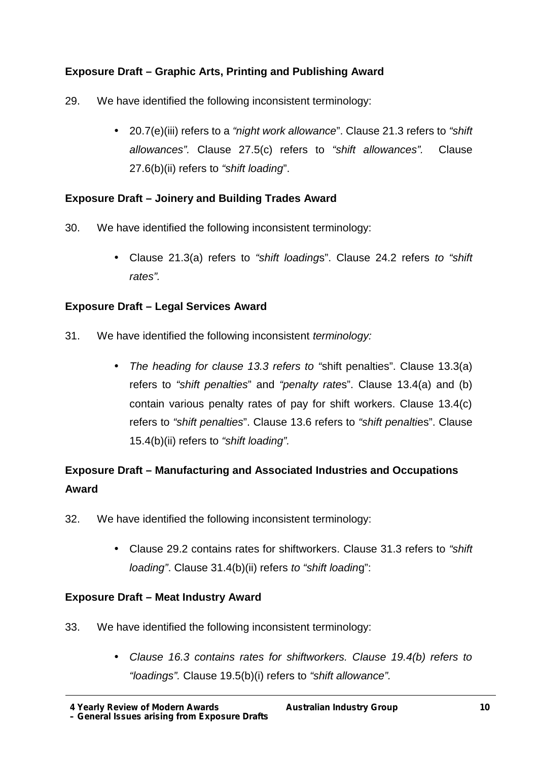**Exposure Draft – Graphic Arts, Printing and Publishing Award**

29. We have identified the following inconsistent terminology:

- 20.7(e)(iii) refers to a *"night work allowance*". Clause 21.3 refers to *"shift allowances".* Clause 27.5(c) refers to *"shift allowances".* Clause 27.6(b)(ii) refers to *"shift loading*".

**Exposure Draft – Joinery and Building Trades Award**

30. We have identified the following inconsistent terminology:

- Clause 21.3(a) refers to *"shift loading*s". Clause 24.2 refers *to "shift rates".*

**Exposure Draft – Legal Services Award**

31. We have identified the following inconsistent *terminology:*

- *The heading for clause 13.3 refers to "*shift penalties". Clause 13.3(a) refers to *"shift penalties*" and *"penalty rate*s". Clause 13.4(a) and (b) contain various penalty rates of pay for shift workers. Clause 13.4(c) refers to *"shift penalties*". Clause 13.6 refers to *"shift penalti*es". Clause 15.4(b)(ii) refers to *"shift loading".*

**Exposure Draft – Manufacturing and Associated Industries and Occupations Award**

32. We have identified the following inconsistent terminology:

- Clause 29.2 contains rates for shiftworkers. Clause 31.3 refers to *"shift loading"*. Clause 31.4(b)(ii) refers *to "shift loadin*g":

**Exposure Draft – Meat Industry Award**

33. We have identified the following inconsistent terminology:

- *Clause 16.3 contains rates for shiftworkers. Clause 19.4(b) refers to "loadings".* Clause 19.5(b)(i) refers to *"shift allowance".*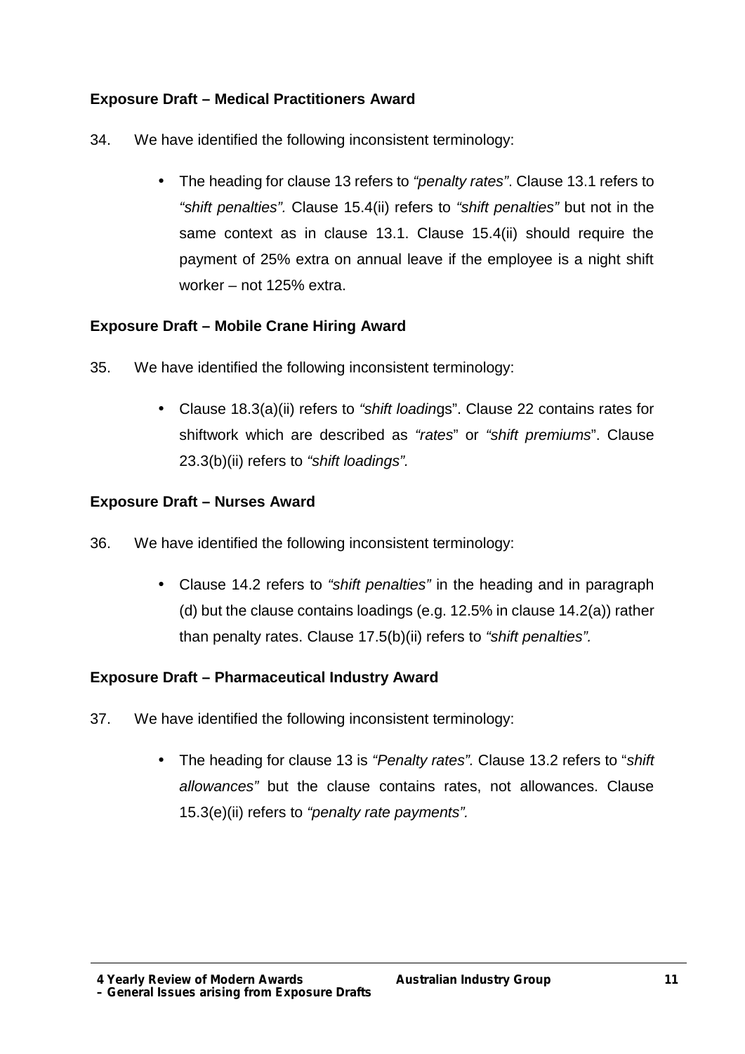**Exposure Draft – Medical Practitioners Award**

34. We have identified the following inconsistent terminology:

- The heading for clause 13 refers to *"penalty rates"*. Clause 13.1 refers to *"shift penalties".* Clause 15.4(ii) refers to *"shift penalties"* but not in the same context as in clause 13.1. Clause 15.4(ii) should require the payment of 25% extra on annual leave if the employee is a night shift worker – not 125% extra.

**Exposure Draft – Mobile Crane Hiring Award**

35. We have identified the following inconsistent terminology:

- Clause 18.3(a)(ii) refers to *"shift loadin*gs". Clause 22 contains rates for shiftwork which are described as *"rates*" or *"shift premiums*". Clause 23.3(b)(ii) refers to *"shift loadings"*.

**Exposure Draft – Nurses Award**

36. We have identified the following inconsistent terminology:

- Clause 14.2 refers to *"shift penalties"* in the heading and in paragraph (d) but the clause contains loadings (e.g. 12.5% in clause 14.2(a)) rather than penalty rates. Clause 17.5(b)(ii) refers to *"shift penalties".*

**Exposure Draft – Pharmaceutical Industry Award**

37. We have identified the following inconsistent terminology:

- The heading for clause 13 is *"Penalty rates".* Clause 13.2 refers to "*shift allowances"* but the clause contains rates, not allowances. Clause 15.3(e)(ii) refers to *"penalty rate payments".*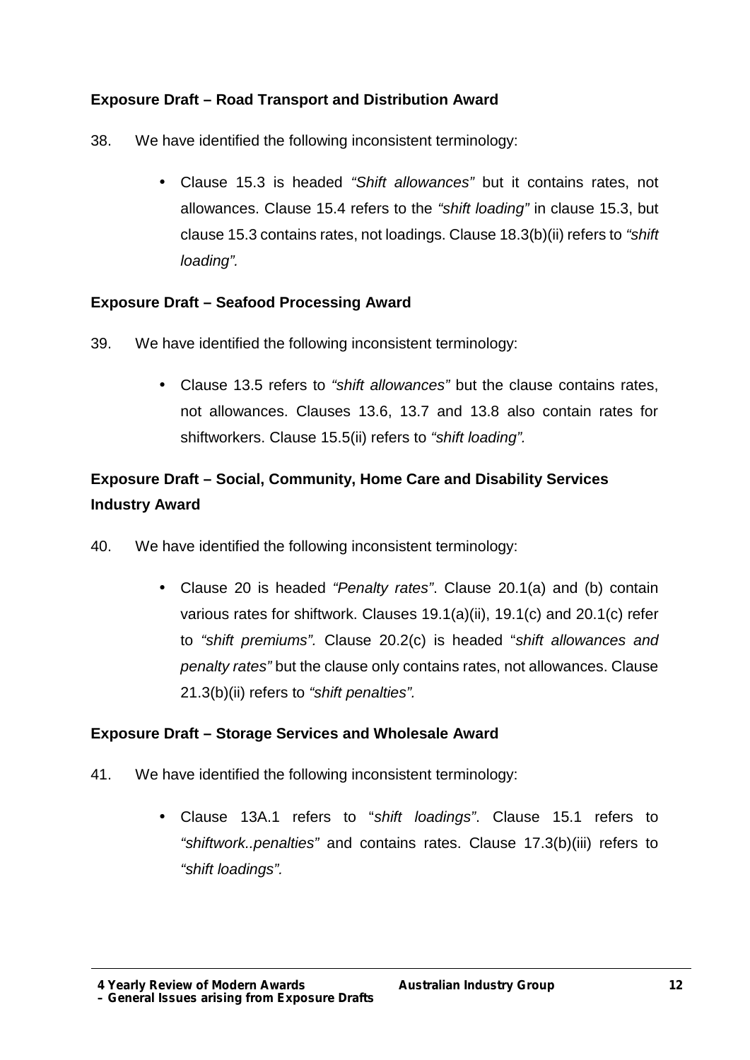### Exposure Draft – Road Transport and Distribution Award

38. We have identified the following inconsistent terminology:

   - Clause 15.3 is headed *"Shift allowances"* but it contains rates, not allowances. Clause 15.4 refers to the *"shift loading"* in clause 15.3, but clause 15.3 contains rates, not loadings. Clause 18.3(b)(ii) refers to *"shift loading".*

### Exposure Draft – Seafood Processing Award

39. We have identified the following inconsistent terminology:

   - Clause 13.5 refers to *"shift allowances"* but the clause contains rates, not allowances. Clauses 13.6, 13.7 and 13.8 also contain rates for shiftworkers. Clause 15.5(ii) refers to *"shift loading".*

### Exposure Draft – Social, Community, Home Care and Disability Services Industry Award

40. We have identified the following inconsistent terminology:

   - Clause 20 is headed *"Penalty rates"*. Clause 20.1(a) and (b) contain various rates for shiftwork. Clauses 19.1(a)(ii), 19.1(c) and 20.1(c) refer to *"shift premiums".* Clause 20.2(c) is headed "*shift allowances and penalty rates"* but the clause only contains rates, not allowances. Clause 21.3(b)(ii) refers to *"shift penalties".*

### Exposure Draft – Storage Services and Wholesale Award

41. We have identified the following inconsistent terminology:

   - Clause 13A.1 refers to "*shift loadings"*. Clause 15.1 refers to *"shiftwork..penalties"* and contains rates. Clause 17.3(b)(iii) refers to *"shift loadings".*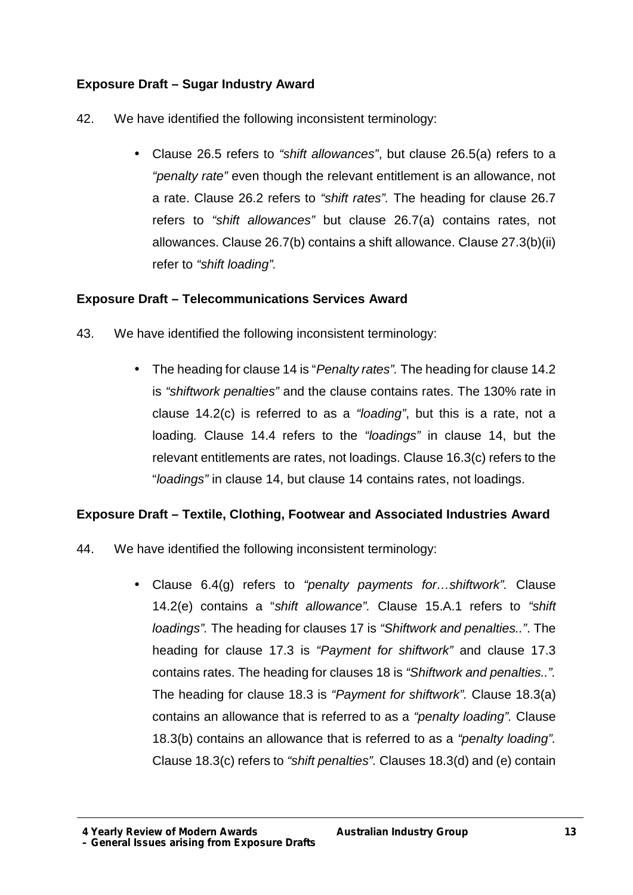**Exposure Draft – Sugar Industry Award**

42. We have identified the following inconsistent terminology:

- Clause 26.5 refers to *"shift allowances"*, but clause 26.5(a) refers to a *"penalty rate"* even though the relevant entitlement is an allowance, not a rate. Clause 26.2 refers to *"shift rates".* The heading for clause 26.7 refers to *"shift allowances"* but clause 26.7(a) contains rates, not allowances. Clause 26.7(b) contains a shift allowance. Clause 27.3(b)(ii) refer to *"shift loading".*

**Exposure Draft – Telecommunications Services Award**

43. We have identified the following inconsistent terminology:

- The heading for clause 14 is "*Penalty rates".* The heading for clause 14.2 is *"shiftwork penalties"* and the clause contains rates. The 130% rate in clause 14.2(c) is referred to as a *"loading"*, but this is a rate, not a loading*.* Clause 14.4 refers to the *"loadings"* in clause 14, but the relevant entitlements are rates, not loadings. Clause 16.3(c) refers to the "*loadings"* in clause 14, but clause 14 contains rates, not loadings.

**Exposure Draft – Textile, Clothing, Footwear and Associated Industries Award**

44. We have identified the following inconsistent terminology:

- Clause 6.4(g) refers to *"penalty payments for…shiftwork".* Clause 14.2(e) contains a "*shift allowance".* Clause 15.A.1 refers to *"shift loadings".* The heading for clauses 17 is *"Shiftwork and penalties.."*. The heading for clause 17.3 is *"Payment for shiftwork"* and clause 17.3 contains rates. The heading for clauses 18 is *"Shiftwork and penalties..".* The heading for clause 18.3 is *"Payment for shiftwork".* Clause 18.3(a) contains an allowance that is referred to as a *"penalty loading".* Clause 18.3(b) contains an allowance that is referred to as a *"penalty loading".* Clause 18.3(c) refers to *"shift penalties".* Clauses 18.3(d) and (e) contain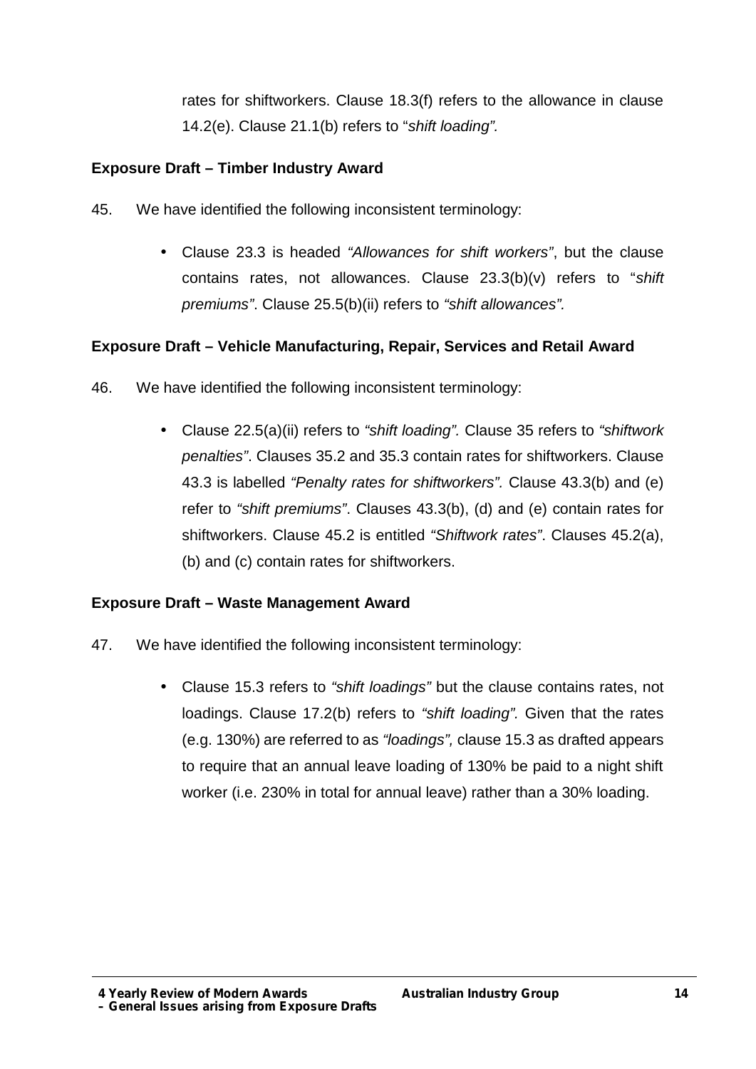rates for shiftworkers. Clause 18.3(f) refers to the allowance in clause 14.2(e). Clause 21.1(b) refers to "*shift loading".*

**Exposure Draft – Timber Industry Award**

45. We have identified the following inconsistent terminology:

- Clause 23.3 is headed *"Allowances for shift workers"*, but the clause contains rates, not allowances. Clause 23.3(b)(v) refers to "*shift premiums"*. Clause 25.5(b)(ii) refers to *"shift allowances".*

**Exposure Draft – Vehicle Manufacturing, Repair, Services and Retail Award**

46. We have identified the following inconsistent terminology:

- Clause 22.5(a)(ii) refers to *"shift loading".* Clause 35 refers to *"shiftwork penalties"*. Clauses 35.2 and 35.3 contain rates for shiftworkers. Clause 43.3 is labelled *"Penalty rates for shiftworkers".* Clause 43.3(b) and (e) refer to *"shift premiums"*. Clauses 43.3(b), (d) and (e) contain rates for shiftworkers. Clause 45.2 is entitled *"Shiftwork rates"*. Clauses 45.2(a), (b) and (c) contain rates for shiftworkers.

**Exposure Draft – Waste Management Award**

47. We have identified the following inconsistent terminology:

- Clause 15.3 refers to *"shift loadings"* but the clause contains rates, not loadings. Clause 17.2(b) refers to *"shift loading".* Given that the rates (e.g. 130%) are referred to as *"loadings",* clause 15.3 as drafted appears to require that an annual leave loading of 130% be paid to a night shift worker (i.e. 230% in total for annual leave) rather than a 30% loading.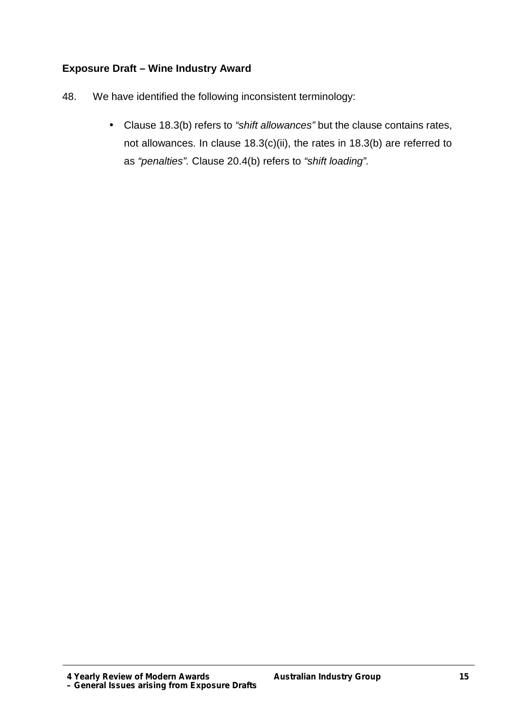**Exposure Draft – Wine Industry Award**

48. We have identified the following inconsistent terminology:

- Clause 18.3(b) refers to *"shift allowances"* but the clause contains rates, not allowances. In clause 18.3(c)(ii), the rates in 18.3(b) are referred to as *"penalties".* Clause 20.4(b) refers to *"shift loading".*